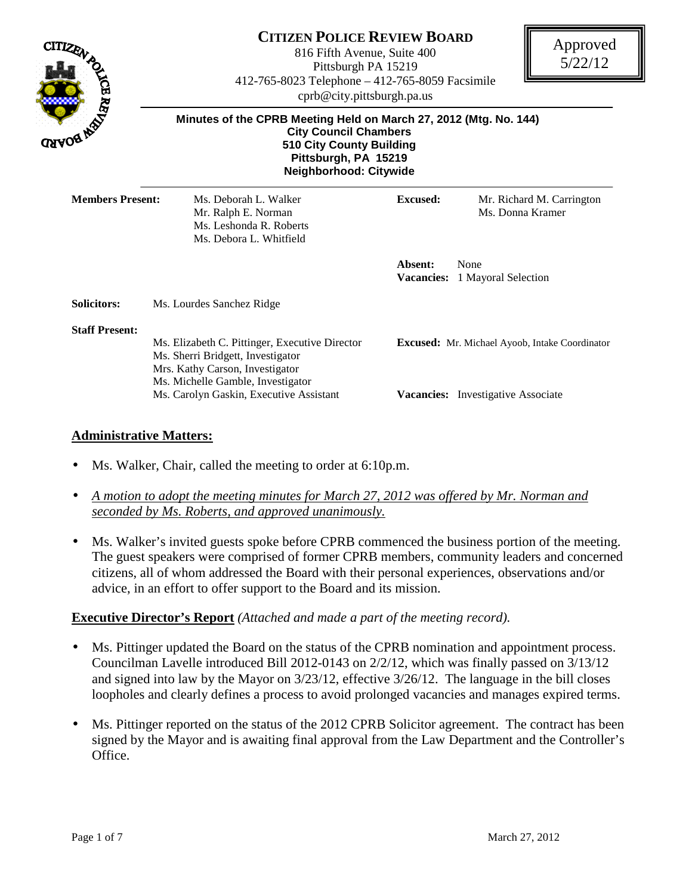# CITIZEN POLICE REVIEW BOARD

816 Fifth Avenue, Suite 400
Pittsburgh PA 15219
412-765-8023 Telephone – 412-765-8059 Facsimile
cprb@city.pittsburgh.pa.us

Approved
5/22/12

**Minutes of the CPRB Meeting Held on March 27, 2012 (Mtg. No. 144)**
**City Council Chambers**
**510 City County Building**
**Pittsburgh, PA 15219**
**Neighborhood: Citywide**

**Members Present:** Ms. Deborah L. Walker, Mr. Ralph E. Norman, Ms. Leshonda R. Roberts, Ms. Debora L. Whitfield

**Excused:** Mr. Richard M. Carrington, Ms. Donna Kramer

**Absent:** None

**Vacancies:** 1 Mayoral Selection

**Solicitors:** Ms. Lourdes Sanchez Ridge

**Staff Present:**
Ms. Elizabeth C. Pittinger, Executive Director
Ms. Sherri Bridgett, Investigator
Mrs. Kathy Carson, Investigator
Ms. Michelle Gamble, Investigator
Ms. Carolyn Gaskin, Executive Assistant

**Excused:** Mr. Michael Ayoob, Intake Coordinator

**Vacancies:** Investigative Associate

## Administrative Matters:

- Ms. Walker, Chair, called the meeting to order at 6:10p.m.
- *A motion to adopt the meeting minutes for March 27, 2012 was offered by Mr. Norman and seconded by Ms. Roberts, and approved unanimously.*
- Ms. Walker's invited guests spoke before CPRB commenced the business portion of the meeting. The guest speakers were comprised of former CPRB members, community leaders and concerned citizens, all of whom addressed the Board with their personal experiences, observations and/or advice, in an effort to offer support to the Board and its mission.

**Executive Director's Report** *(Attached and made a part of the meeting record).*

- Ms. Pittinger updated the Board on the status of the CPRB nomination and appointment process. Councilman Lavelle introduced Bill 2012-0143 on 2/2/12, which was finally passed on 3/13/12 and signed into law by the Mayor on 3/23/12, effective 3/26/12. The language in the bill closes loopholes and clearly defines a process to avoid prolonged vacancies and manages expired terms.
- Ms. Pittinger reported on the status of the 2012 CPRB Solicitor agreement. The contract has been signed by the Mayor and is awaiting final approval from the Law Department and the Controller's Office.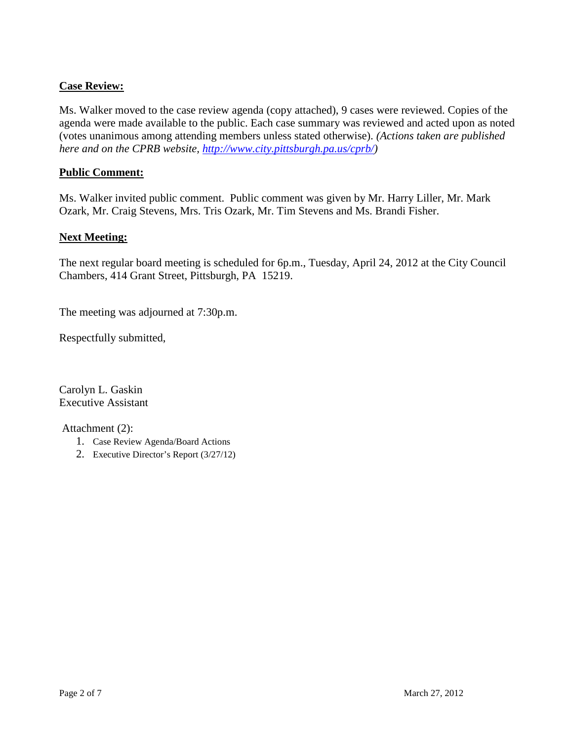**Case Review:**

Ms. Walker moved to the case review agenda (copy attached), 9 cases were reviewed. Copies of the agenda were made available to the public. Each case summary was reviewed and acted upon as noted (votes unanimous among attending members unless stated otherwise). *(Actions taken are published here and on the CPRB website, [http://www.city.pittsburgh.pa.us/cprb/](http://www.city.pittsburgh.pa.us/cprb/))*

**Public Comment:**

Ms. Walker invited public comment. Public comment was given by Mr. Harry Liller, Mr. Mark Ozark, Mr. Craig Stevens, Mrs. Tris Ozark, Mr. Tim Stevens and Ms. Brandi Fisher.

**Next Meeting:**

The next regular board meeting is scheduled for 6p.m., Tuesday, April 24, 2012 at the City Council Chambers, 414 Grant Street, Pittsburgh, PA 15219.

The meeting was adjourned at 7:30p.m.

Respectfully submitted,

Carolyn L. Gaskin
Executive Assistant

Attachment (2):

1. Case Review Agenda/Board Actions
2. Executive Director's Report (3/27/12)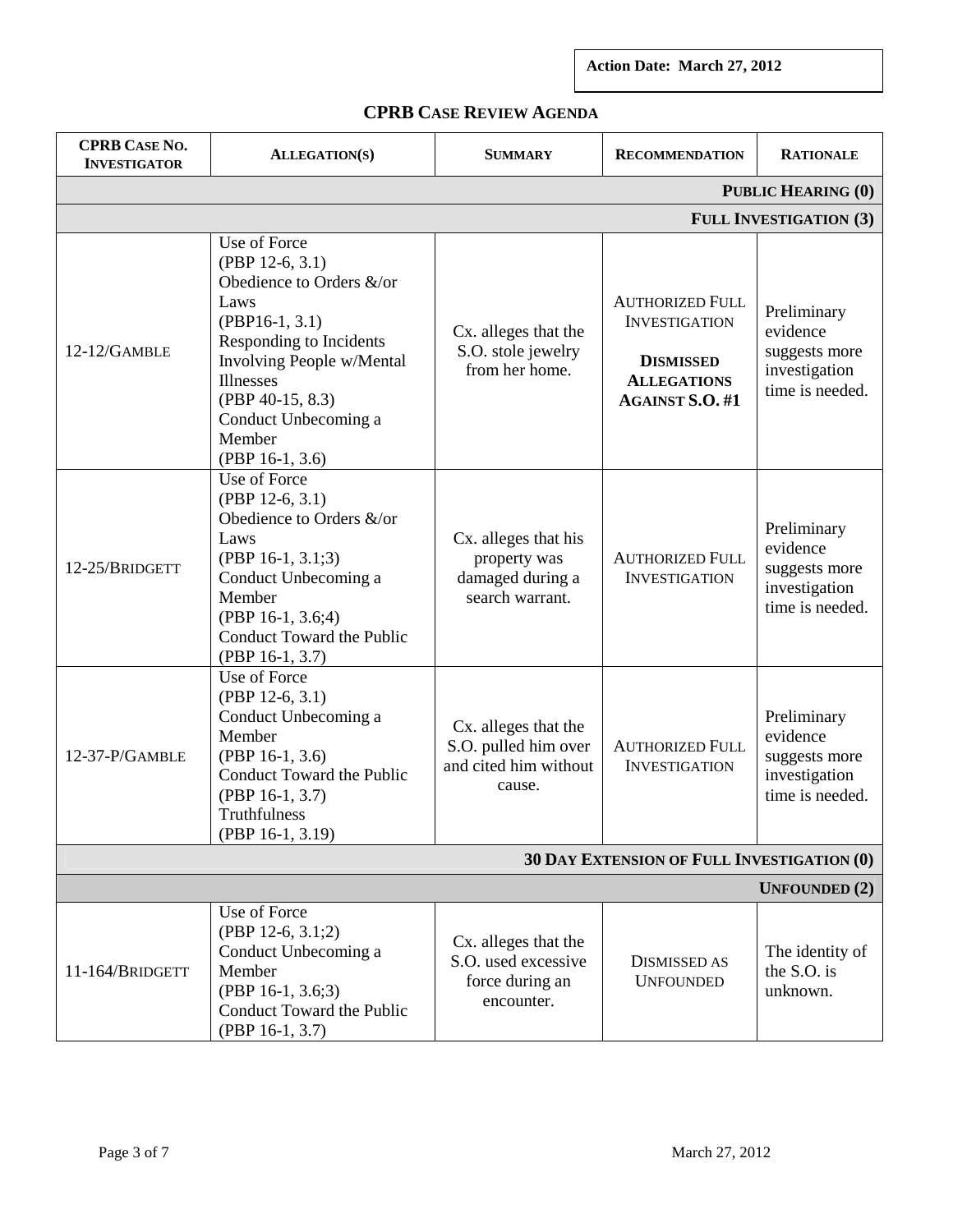**Action Date: March 27, 2012**

## CPRB CASE REVIEW AGENDA

| CPRB CASE NO. INVESTIGATOR | ALLEGATION(S) | SUMMARY | RECOMMENDATION | RATIONALE |
|---|---|---|---|---|
| | | | | **PUBLIC HEARING (0)** |
| | | | | **FULL INVESTIGATION (3)** |
| 12-12/GAMBLE | Use of Force (PBP 12-6, 3.1) Obedience to Orders &/or Laws (PBP16-1, 3.1) Responding to Incidents Involving People w/Mental Illnesses (PBP 40-15, 8.3) Conduct Unbecoming a Member (PBP 16-1, 3.6) | Cx. alleges that the S.O. stole jewelry from her home. | AUTHORIZED FULL INVESTIGATION **DISMISSED ALLEGATIONS AGAINST S.O. #1** | Preliminary evidence suggests more investigation time is needed. |
| 12-25/BRIDGETT | Use of Force (PBP 12-6, 3.1) Obedience to Orders &/or Laws (PBP 16-1, 3.1;3) Conduct Unbecoming a Member (PBP 16-1, 3.6;4) Conduct Toward the Public (PBP 16-1, 3.7) | Cx. alleges that his property was damaged during a search warrant. | AUTHORIZED FULL INVESTIGATION | Preliminary evidence suggests more investigation time is needed. |
| 12-37-P/GAMBLE | Use of Force (PBP 12-6, 3.1) Conduct Unbecoming a Member (PBP 16-1, 3.6) Conduct Toward the Public (PBP 16-1, 3.7) Truthfulness (PBP 16-1, 3.19) | Cx. alleges that the S.O. pulled him over and cited him without cause. | AUTHORIZED FULL INVESTIGATION | Preliminary evidence suggests more investigation time is needed. |
| | | | | **30 DAY EXTENSION OF FULL INVESTIGATION (0)** |
| | | | | **UNFOUNDED (2)** |
| 11-164/BRIDGETT | Use of Force (PBP 12-6, 3.1;2) Conduct Unbecoming a Member (PBP 16-1, 3.6;3) Conduct Toward the Public (PBP 16-1, 3.7) | Cx. alleges that the S.O. used excessive force during an encounter. | DISMISSED AS UNFOUNDED | The identity of the S.O. is unknown. |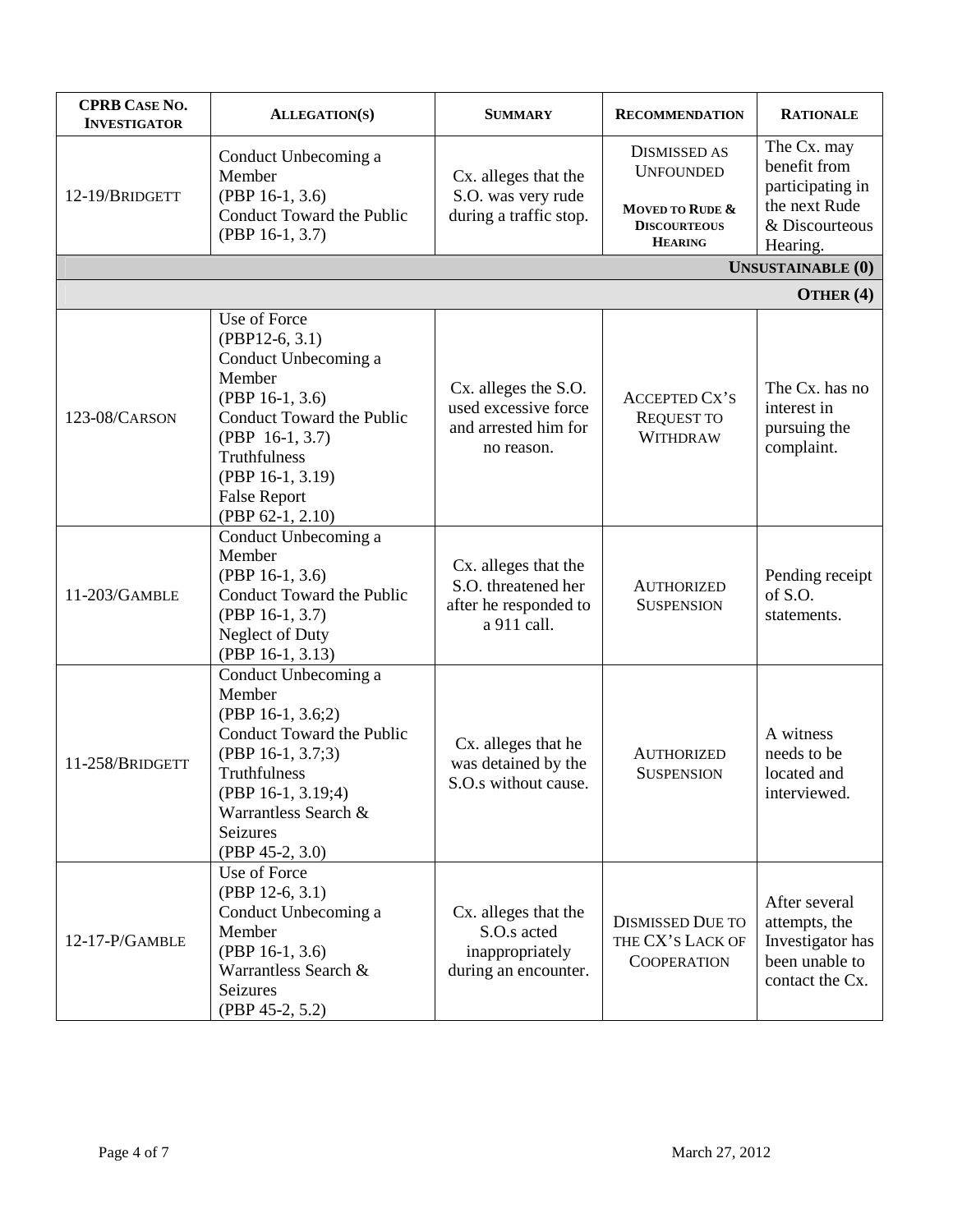| CPRB CASE NO. INVESTIGATOR | ALLEGATION(S) | SUMMARY | RECOMMENDATION | RATIONALE |
|---|---|---|---|---|
| 12-19/BRIDGETT | Conduct Unbecoming a Member (PBP 16-1, 3.6) Conduct Toward the Public (PBP 16-1, 3.7) | Cx. alleges that the S.O. was very rude during a traffic stop. | DISMISSED AS UNFOUNDED **MOVED TO RUDE & DISCOURTEOUS HEARING** | The Cx. may benefit from participating in the next Rude & Discourteous Hearing. |
| | | | | **UNSUSTAINABLE (0)** |
| | | | | **OTHER (4)** |
| 123-08/CARSON | Use of Force (PBP12-6, 3.1) Conduct Unbecoming a Member (PBP 16-1, 3.6) Conduct Toward the Public (PBP 16-1, 3.7) Truthfulness (PBP 16-1, 3.19) False Report (PBP 62-1, 2.10) | Cx. alleges the S.O. used excessive force and arrested him for no reason. | ACCEPTED CX'S REQUEST TO WITHDRAW | The Cx. has no interest in pursuing the complaint. |
| 11-203/GAMBLE | Conduct Unbecoming a Member (PBP 16-1, 3.6) Conduct Toward the Public (PBP 16-1, 3.7) Neglect of Duty (PBP 16-1, 3.13) | Cx. alleges that the S.O. threatened her after he responded to a 911 call. | AUTHORIZED SUSPENSION | Pending receipt of S.O. statements. |
| 11-258/BRIDGETT | Conduct Unbecoming a Member (PBP 16-1, 3.6;2) Conduct Toward the Public (PBP 16-1, 3.7;3) Truthfulness (PBP 16-1, 3.19;4) Warrantless Search & Seizures (PBP 45-2, 3.0) | Cx. alleges that he was detained by the S.O.s without cause. | AUTHORIZED SUSPENSION | A witness needs to be located and interviewed. |
| 12-17-P/GAMBLE | Use of Force (PBP 12-6, 3.1) Conduct Unbecoming a Member (PBP 16-1, 3.6) Warrantless Search & Seizures (PBP 45-2, 5.2) | Cx. alleges that the S.O.s acted inappropriately during an encounter. | DISMISSED DUE TO THE CX'S LACK OF COOPERATION | After several attempts, the Investigator has been unable to contact the Cx. |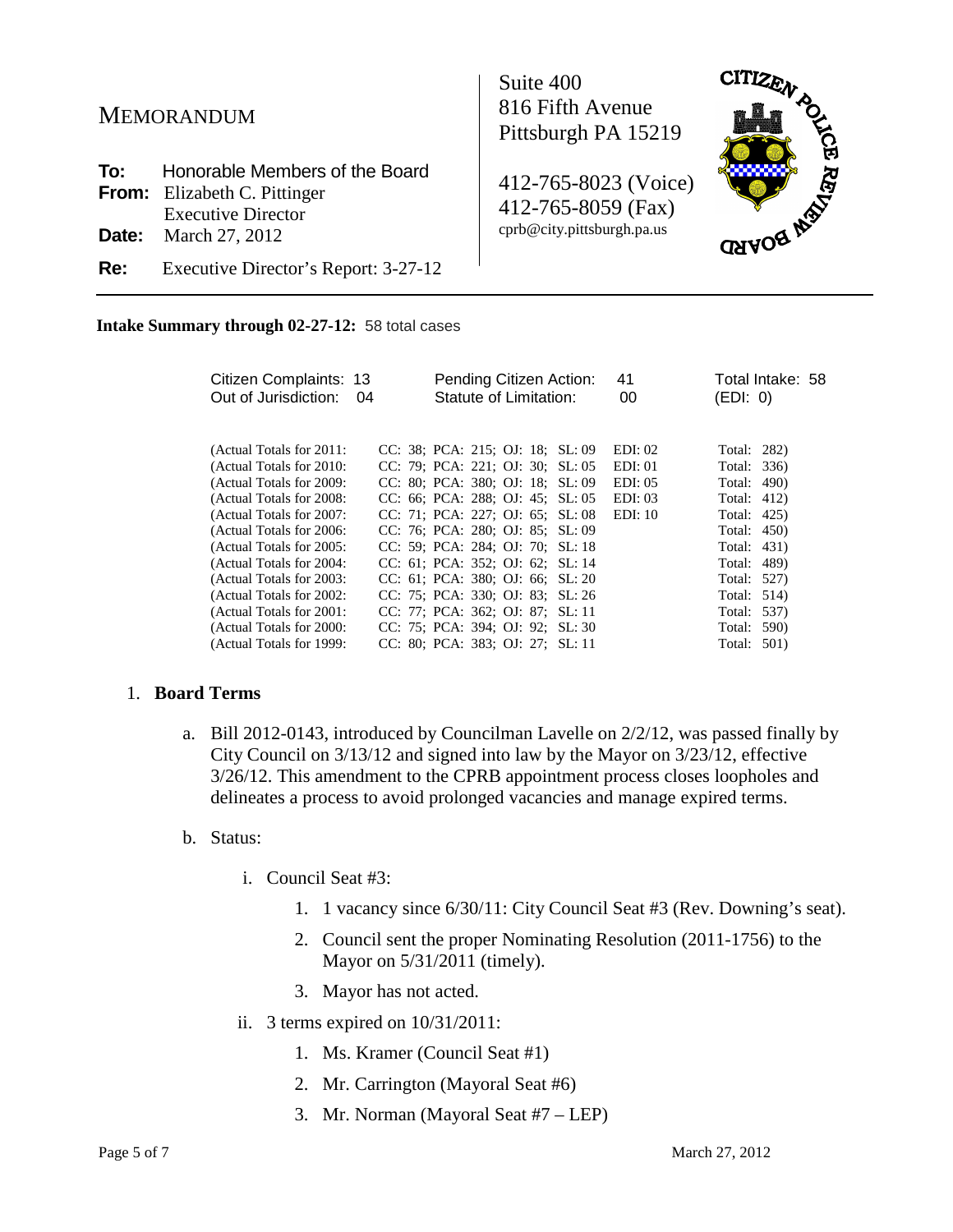# MEMORANDUM

**To:** Honorable Members of the Board
**From:** Elizabeth C. Pittinger
Executive Director
**Date:** March 27, 2012
**Re:** Executive Director's Report: 3-27-12

Suite 400
816 Fifth Avenue
Pittsburgh PA 15219

412-765-8023 (Voice)
412-765-8059 (Fax)
cprb@city.pittsburgh.pa.us

CITIZEN POLICE REVIEW BOARD

---

**Intake Summary through 02-27-12:** 58 total cases

| | | | |
|---|---|---|---|
| Citizen Complaints: 13 | Pending Citizen Action: | 41 | Total Intake: 58 |
| Out of Jurisdiction: 04 | Statute of Limitation: | 00 | (EDI: 0) |

| | | | |
|---|---|---|---|
| (Actual Totals for 2011: | CC: 38; PCA: 215; OJ: 18; SL: 09 | EDI: 02 | Total: 282) |
| (Actual Totals for 2010: | CC: 79; PCA: 221; OJ: 30; SL: 05 | EDI: 01 | Total: 336) |
| (Actual Totals for 2009: | CC: 80; PCA: 380; OJ: 18; SL: 09 | EDI: 05 | Total: 490) |
| (Actual Totals for 2008: | CC: 66; PCA: 288; OJ: 45; SL: 05 | EDI: 03 | Total: 412) |
| (Actual Totals for 2007: | CC: 71; PCA: 227; OJ: 65; SL: 08 | EDI: 10 | Total: 425) |
| (Actual Totals for 2006: | CC: 76; PCA: 280; OJ: 85; SL: 09 | | Total: 450) |
| (Actual Totals for 2005: | CC: 59; PCA: 284; OJ: 70; SL: 18 | | Total: 431) |
| (Actual Totals for 2004: | CC: 61; PCA: 352; OJ: 62; SL: 14 | | Total: 489) |
| (Actual Totals for 2003: | CC: 61; PCA: 380; OJ: 66; SL: 20 | | Total: 527) |
| (Actual Totals for 2002: | CC: 75; PCA: 330; OJ: 83; SL: 26 | | Total: 514) |
| (Actual Totals for 2001: | CC: 77; PCA: 362; OJ: 87; SL: 11 | | Total: 537) |
| (Actual Totals for 2000: | CC: 75; PCA: 394; OJ: 92; SL: 30 | | Total: 590) |
| (Actual Totals for 1999: | CC: 80; PCA: 383; OJ: 27; SL: 11 | | Total: 501) |

1. **Board Terms**

   a. Bill 2012-0143, introduced by Councilman Lavelle on 2/2/12, was passed finally by City Council on 3/13/12 and signed into law by the Mayor on 3/23/12, effective 3/26/12. This amendment to the CPRB appointment process closes loopholes and delineates a process to avoid prolonged vacancies and manage expired terms.

   b. Status:

      i. Council Seat #3:

         1. 1 vacancy since 6/30/11: City Council Seat #3 (Rev. Downing's seat).
         2. Council sent the proper Nominating Resolution (2011-1756) to the Mayor on 5/31/2011 (timely).
         3. Mayor has not acted.

      ii. 3 terms expired on 10/31/2011:

         1. Ms. Kramer (Council Seat #1)
         2. Mr. Carrington (Mayoral Seat #6)
         3. Mr. Norman (Mayoral Seat #7 – LEP)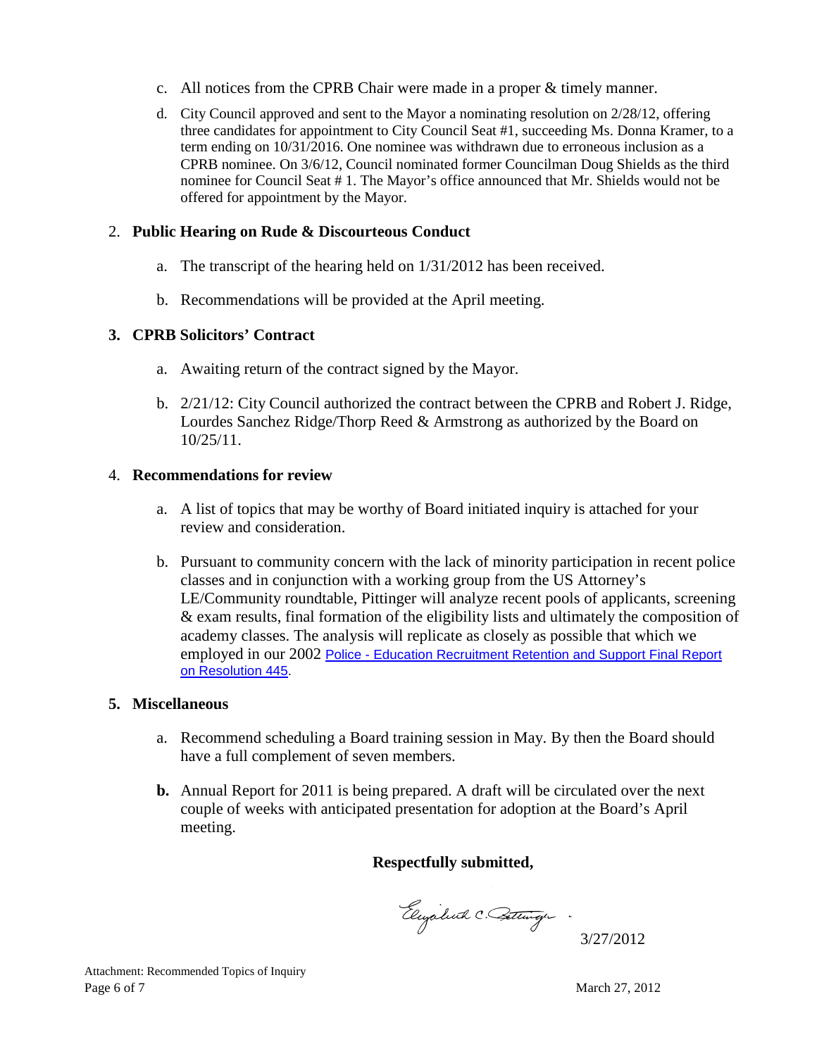c. All notices from the CPRB Chair were made in a proper & timely manner.

d. City Council approved and sent to the Mayor a nominating resolution on 2/28/12, offering three candidates for appointment to City Council Seat #1, succeeding Ms. Donna Kramer, to a term ending on 10/31/2016. One nominee was withdrawn due to erroneous inclusion as a CPRB nominee. On 3/6/12, Council nominated former Councilman Doug Shields as the third nominee for Council Seat # 1. The Mayor's office announced that Mr. Shields would not be offered for appointment by the Mayor.

2. **Public Hearing on Rude & Discourteous Conduct**

   a. The transcript of the hearing held on 1/31/2012 has been received.

   b. Recommendations will be provided at the April meeting.

3. **CPRB Solicitors' Contract**

   a. Awaiting return of the contract signed by the Mayor.

   b. 2/21/12: City Council authorized the contract between the CPRB and Robert J. Ridge, Lourdes Sanchez Ridge/Thorp Reed & Armstrong as authorized by the Board on 10/25/11.

4. **Recommendations for review**

   a. A list of topics that may be worthy of Board initiated inquiry is attached for your review and consideration.

   b. Pursuant to community concern with the lack of minority participation in recent police classes and in conjunction with a working group from the US Attorney's LE/Community roundtable, Pittinger will analyze recent pools of applicants, screening & exam results, final formation of the eligibility lists and ultimately the composition of academy classes. The analysis will replicate as closely as possible that which we employed in our 2002 Police - Education Recruitment Retention and Support Final Report on Resolution 445.

5. **Miscellaneous**

   a. Recommend scheduling a Board training session in May. By then the Board should have a full complement of seven members.

   **b.** Annual Report for 2011 is being prepared. A draft will be circulated over the next couple of weeks with anticipated presentation for adoption at the Board's April meeting.

**Respectfully submitted,**

Elizabeth C. Pittinger

3/27/2012

Attachment: Recommended Topics of Inquiry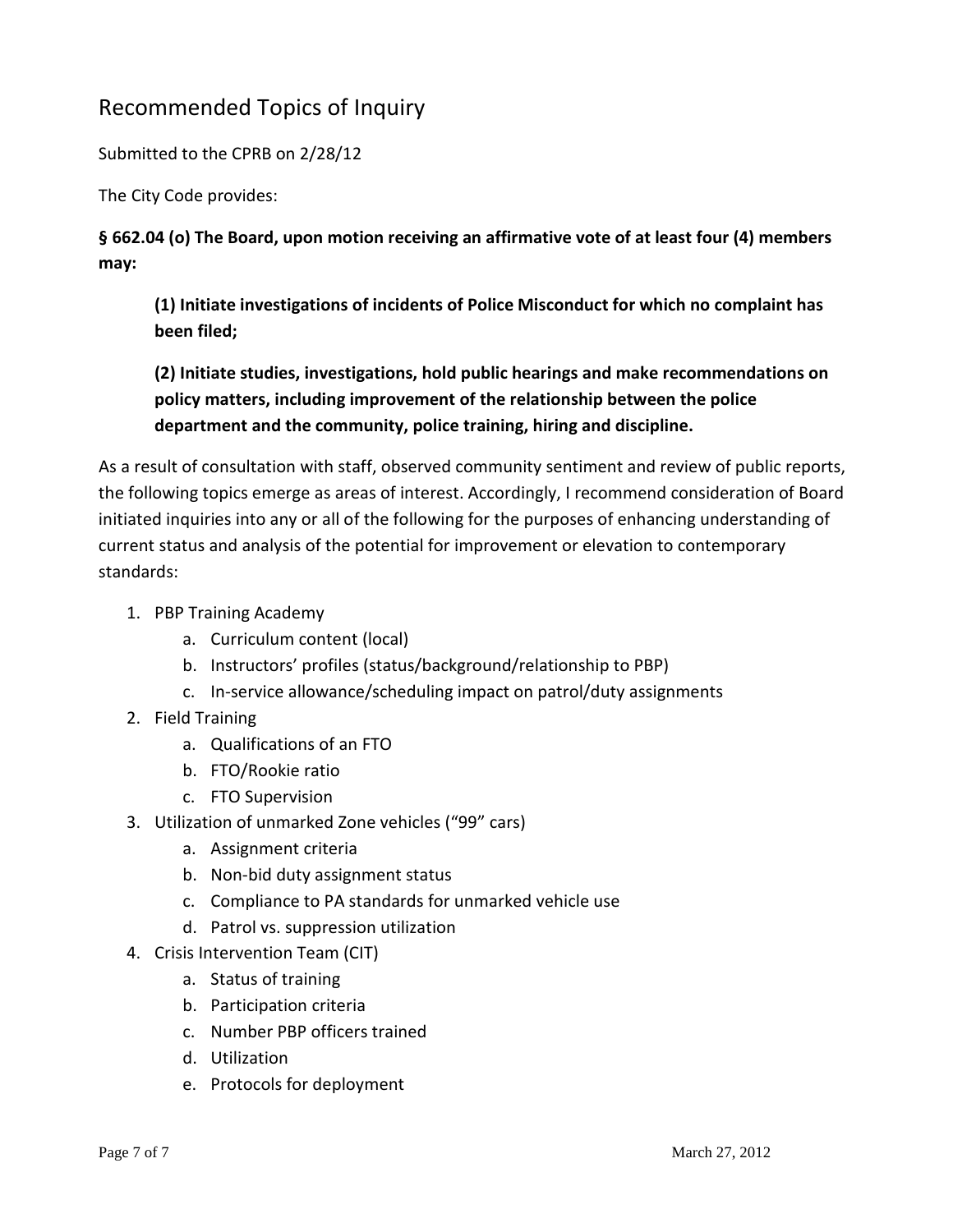## Recommended Topics of Inquiry

Submitted to the CPRB on 2/28/12

The City Code provides:

**§ 662.04 (o) The Board, upon motion receiving an affirmative vote of at least four (4) members may:**

> **(1) Initiate investigations of incidents of Police Misconduct for which no complaint has been filed;**
>
> **(2) Initiate studies, investigations, hold public hearings and make recommendations on policy matters, including improvement of the relationship between the police department and the community, police training, hiring and discipline.**

As a result of consultation with staff, observed community sentiment and review of public reports, the following topics emerge as areas of interest. Accordingly, I recommend consideration of Board initiated inquiries into any or all of the following for the purposes of enhancing understanding of current status and analysis of the potential for improvement or elevation to contemporary standards:

1. PBP Training Academy
   a. Curriculum content (local)
   b. Instructors' profiles (status/background/relationship to PBP)
   c. In-service allowance/scheduling impact on patrol/duty assignments
2. Field Training
   a. Qualifications of an FTO
   b. FTO/Rookie ratio
   c. FTO Supervision
3. Utilization of unmarked Zone vehicles ("99" cars)
   a. Assignment criteria
   b. Non-bid duty assignment status
   c. Compliance to PA standards for unmarked vehicle use
   d. Patrol vs. suppression utilization
4. Crisis Intervention Team (CIT)
   a. Status of training
   b. Participation criteria
   c. Number PBP officers trained
   d. Utilization
   e. Protocols for deployment